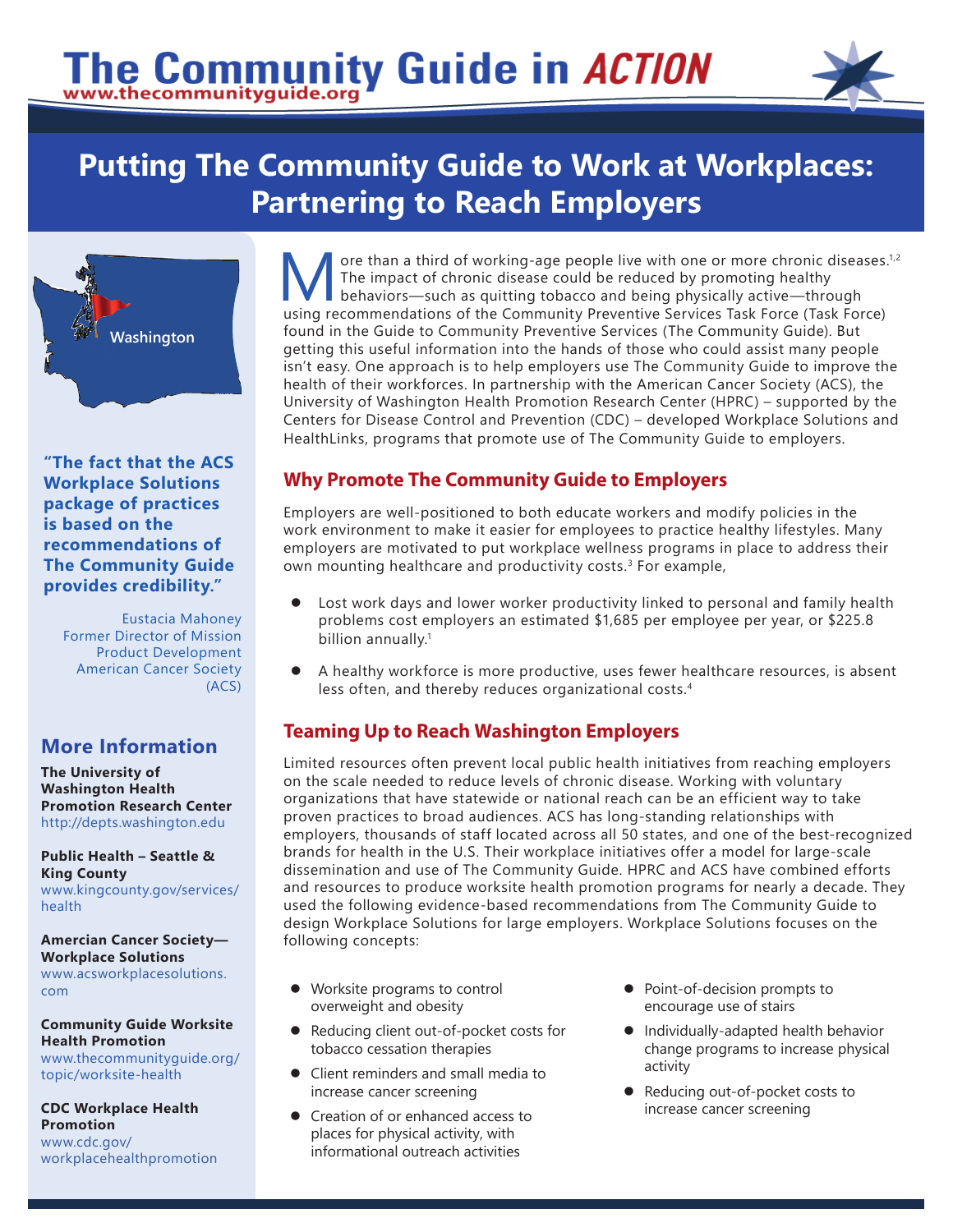# The Community Guide in ACTION

www.thecommunityguide.org

# Putting The Community Guide to Work at Workplaces: Partnering to Reach Employers

Washington

**"The fact that the ACS Workplace Solutions package of practices is based on the recommendations of The Community Guide provides credibility."**

Eustacia Mahoney
Former Director of Mission Product Development
American Cancer Society (ACS)

## More Information

**The University of Washington Health Promotion Research Center**
http://depts.washington.edu

**Public Health – Seattle & King County**
www.kingcounty.gov/services/health

**Amercian Cancer Society—Workplace Solutions**
www.acsworkplacesolutions.com

**Community Guide Worksite Health Promotion**
www.thecommunityguide.org/topic/worksite-health

**CDC Workplace Health Promotion**
www.cdc.gov/workplacehealthpromotion

More than a third of working-age people live with one or more chronic diseases.[1,2] The impact of chronic disease could be reduced by promoting healthy behaviors—such as quitting tobacco and being physically active—through using recommendations of the Community Preventive Services Task Force (Task Force) found in the Guide to Community Preventive Services (The Community Guide). But getting this useful information into the hands of those who could assist many people isn't easy. One approach is to help employers use The Community Guide to improve the health of their workforces. In partnership with the American Cancer Society (ACS), the University of Washington Health Promotion Research Center (HPRC) – supported by the Centers for Disease Control and Prevention (CDC) – developed Workplace Solutions and HealthLinks, programs that promote use of The Community Guide to employers.

## Why Promote The Community Guide to Employers

Employers are well-positioned to both educate workers and modify policies in the work environment to make it easier for employees to practice healthy lifestyles. Many employers are motivated to put workplace wellness programs in place to address their own mounting healthcare and productivity costs.[3] For example,

- Lost work days and lower worker productivity linked to personal and family health problems cost employers an estimated $1,685 per employee per year, or $225.8 billion annually.[1]
- A healthy workforce is more productive, uses fewer healthcare resources, is absent less often, and thereby reduces organizational costs.[4]

## Teaming Up to Reach Washington Employers

Limited resources often prevent local public health initiatives from reaching employers on the scale needed to reduce levels of chronic disease. Working with voluntary organizations that have statewide or national reach can be an efficient way to take proven practices to broad audiences. ACS has long-standing relationships with employers, thousands of staff located across all 50 states, and one of the best-recognized brands for health in the U.S. Their workplace initiatives offer a model for large-scale dissemination and use of The Community Guide. HPRC and ACS have combined efforts and resources to produce worksite health promotion programs for nearly a decade. They used the following evidence-based recommendations from The Community Guide to design Workplace Solutions for large employers. Workplace Solutions focuses on the following concepts:

- Worksite programs to control overweight and obesity
- Reducing client out-of-pocket costs for tobacco cessation therapies
- Client reminders and small media to increase cancer screening
- Creation of or enhanced access to places for physical activity, with informational outreach activities
- Point-of-decision prompts to encourage use of stairs
- Individually-adapted health behavior change programs to increase physical activity
- Reducing out-of-pocket costs to increase cancer screening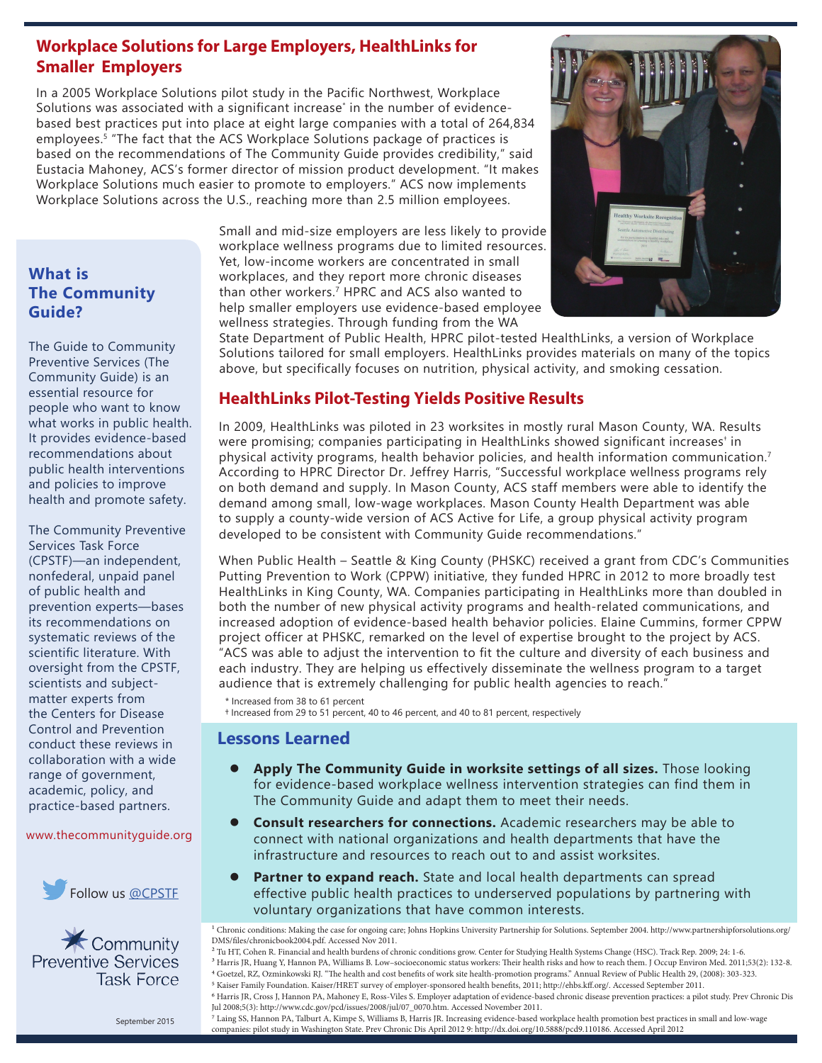## Workplace Solutions for Large Employers, HealthLinks for Smaller Employers

In a 2005 Workplace Solutions pilot study in the Pacific Northwest, Workplace Solutions was associated with a significant increase* in the number of evidence-based best practices put into place at eight large companies with a total of 264,834 employees.[5] "The fact that the ACS Workplace Solutions package of practices is based on the recommendations of The Community Guide provides credibility," said Eustacia Mahoney, ACS's former director of mission product development. "It makes Workplace Solutions much easier to promote to employers." ACS now implements Workplace Solutions across the U.S., reaching more than 2.5 million employees.

Small and mid-size employers are less likely to provide workplace wellness programs due to limited resources. Yet, low-income workers are concentrated in small workplaces, and they report more chronic diseases than other workers.[7] HPRC and ACS also wanted to help smaller employers use evidence-based employee wellness strategies. Through funding from the WA State Department of Public Health, HPRC pilot-tested HealthLinks, a version of Workplace Solutions tailored for small employers. HealthLinks provides materials on many of the topics above, but specifically focuses on nutrition, physical activity, and smoking cessation.

## HealthLinks Pilot-Testing Yields Positive Results

In 2009, HealthLinks was piloted in 23 worksites in mostly rural Mason County, WA. Results were promising; companies participating in HealthLinks showed significant increases† in physical activity programs, health behavior policies, and health information communication.[7] According to HPRC Director Dr. Jeffrey Harris, "Successful workplace wellness programs rely on both demand and supply. In Mason County, ACS staff members were able to identify the demand among small, low-wage workplaces. Mason County Health Department was able to supply a county-wide version of ACS Active for Life, a group physical activity program developed to be consistent with Community Guide recommendations."

When Public Health – Seattle & King County (PHSKC) received a grant from CDC's Communities Putting Prevention to Work (CPPW) initiative, they funded HPRC in 2012 to more broadly test HealthLinks in King County, WA. Companies participating in HealthLinks more than doubled in both the number of new physical activity programs and health-related communications, and increased adoption of evidence-based health behavior policies. Elaine Cummins, former CPPW project officer at PHSKC, remarked on the level of expertise brought to the project by ACS. "ACS was able to adjust the intervention to fit the culture and diversity of each business and each industry. They are helping us effectively disseminate the wellness program to a target audience that is extremely challenging for public health agencies to reach."

\* Increased from 38 to 61 percent

† Increased from 29 to 51 percent, 40 to 46 percent, and 40 to 81 percent, respectively

## Lessons Learned

- **Apply The Community Guide in worksite settings of all sizes.** Those looking for evidence-based workplace wellness intervention strategies can find them in The Community Guide and adapt them to meet their needs.
- **Consult researchers for connections.** Academic researchers may be able to connect with national organizations and health departments that have the infrastructure and resources to reach out to and assist worksites.
- **Partner to expand reach.** State and local health departments can spread effective public health practices to underserved populations by partnering with voluntary organizations that have common interests.

### What is The Community Guide?

The Guide to Community Preventive Services (The Community Guide) is an essential resource for people who want to know what works in public health. It provides evidence-based recommendations about public health interventions and policies to improve health and promote safety.

The Community Preventive Services Task Force (CPSTF)—an independent, nonfederal, unpaid panel of public health and prevention experts—bases its recommendations on systematic reviews of the scientific literature. With oversight from the CPSTF, scientists and subject-matter experts from the Centers for Disease Control and Prevention conduct these reviews in collaboration with a wide range of government, academic, policy, and practice-based partners.

www.thecommunityguide.org

Follow us @CPSTF

Community Preventive Services Task Force

September 2015

---

[1] Chronic conditions: Making the case for ongoing care; Johns Hopkins University Partnership for Solutions. September 2004. http://www.partnershipforsolutions.org/DMS/files/chronicbook2004.pdf. Accessed Nov 2011.

[2] Tu HT, Cohen R. Financial and health burdens of chronic conditions grow. Center for Studying Health Systems Change (HSC). Track Rep. 2009; 24: 1-6.

[3] Harris JR, Huang Y, Hannon PA, Williams B. Low–socioeconomic status workers: Their health risks and how to reach them. J Occup Environ Med. 2011;53(2): 132-8.

[4] Goetzel, RZ, Ozminkowski RJ. "The health and cost benefits of work site health-promotion programs." Annual Review of Public Health 29, (2008): 303-323.

[5] Kaiser Family Foundation. Kaiser/HRET survey of employer-sponsored health benefits, 2011; http://ehbs.kff.org/. Accessed September 2011.

[6] Harris JR, Cross J, Hannon PA, Mahoney E, Ross-Viles S. Employer adaptation of evidence-based chronic disease prevention practices: a pilot study. Prev Chronic Dis Jul 2008;5(3): http://www.cdc.gov/pcd/issues/2008/jul/07_0070.htm. Accessed November 2011.

[7] Laing SS, Hannon PA, Talburt A, Kimpe S, Williams B, Harris JR. Increasing evidence-based workplace health promotion best practices in small and low-wage companies: pilot study in Washington State. Prev Chronic Dis April 2012 9: http://dx.doi.org/10.5888/pcd9.110186. Accessed April 2012